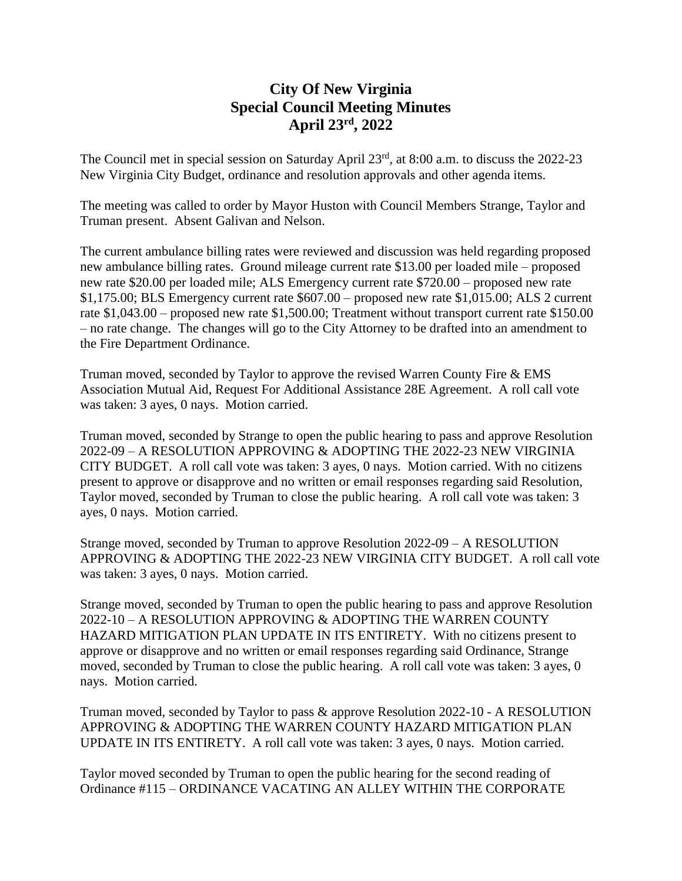# City Of New Virginia
# Special Council Meeting Minutes
# April 23rd, 2022

The Council met in special session on Saturday April 23rd, at 8:00 a.m. to discuss the 2022-23 New Virginia City Budget, ordinance and resolution approvals and other agenda items.

The meeting was called to order by Mayor Huston with Council Members Strange, Taylor and Truman present. Absent Galivan and Nelson.

The current ambulance billing rates were reviewed and discussion was held regarding proposed new ambulance billing rates. Ground mileage current rate $13.00 per loaded mile – proposed new rate $20.00 per loaded mile; ALS Emergency current rate $720.00 – proposed new rate $1,175.00; BLS Emergency current rate $607.00 – proposed new rate $1,015.00; ALS 2 current rate $1,043.00 – proposed new rate $1,500.00; Treatment without transport current rate $150.00 – no rate change. The changes will go to the City Attorney to be drafted into an amendment to the Fire Department Ordinance.

Truman moved, seconded by Taylor to approve the revised Warren County Fire & EMS Association Mutual Aid, Request For Additional Assistance 28E Agreement. A roll call vote was taken: 3 ayes, 0 nays. Motion carried.

Truman moved, seconded by Strange to open the public hearing to pass and approve Resolution 2022-09 – A RESOLUTION APPROVING & ADOPTING THE 2022-23 NEW VIRGINIA CITY BUDGET. A roll call vote was taken: 3 ayes, 0 nays. Motion carried. With no citizens present to approve or disapprove and no written or email responses regarding said Resolution, Taylor moved, seconded by Truman to close the public hearing. A roll call vote was taken: 3 ayes, 0 nays. Motion carried.

Strange moved, seconded by Truman to approve Resolution 2022-09 – A RESOLUTION APPROVING & ADOPTING THE 2022-23 NEW VIRGINIA CITY BUDGET. A roll call vote was taken: 3 ayes, 0 nays. Motion carried.

Strange moved, seconded by Truman to open the public hearing to pass and approve Resolution 2022-10 – A RESOLUTION APPROVING & ADOPTING THE WARREN COUNTY HAZARD MITIGATION PLAN UPDATE IN ITS ENTIRETY. With no citizens present to approve or disapprove and no written or email responses regarding said Ordinance, Strange moved, seconded by Truman to close the public hearing. A roll call vote was taken: 3 ayes, 0 nays. Motion carried.

Truman moved, seconded by Taylor to pass & approve Resolution 2022-10 - A RESOLUTION APPROVING & ADOPTING THE WARREN COUNTY HAZARD MITIGATION PLAN UPDATE IN ITS ENTIRETY. A roll call vote was taken: 3 ayes, 0 nays. Motion carried.

Taylor moved seconded by Truman to open the public hearing for the second reading of Ordinance #115 – ORDINANCE VACATING AN ALLEY WITHIN THE CORPORATE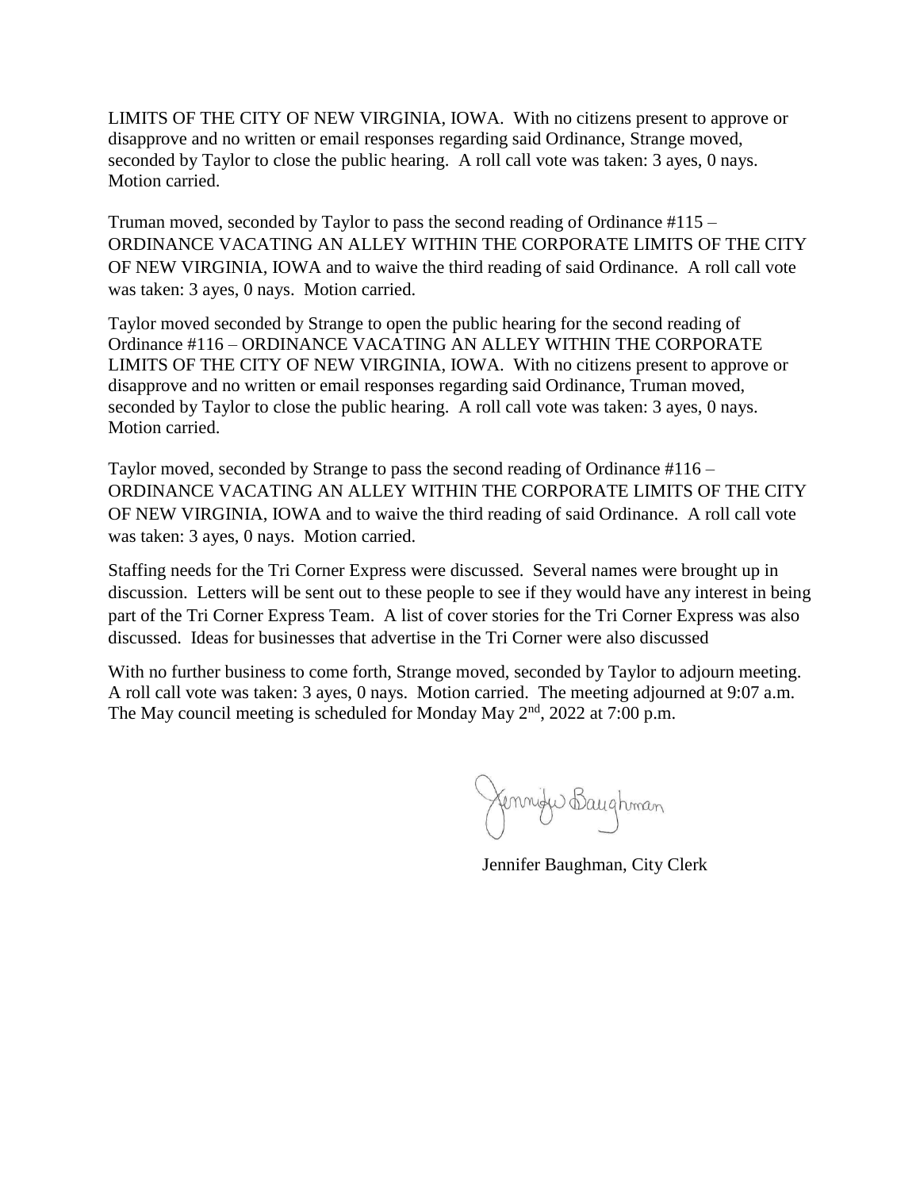LIMITS OF THE CITY OF NEW VIRGINIA, IOWA. With no citizens present to approve or disapprove and no written or email responses regarding said Ordinance, Strange moved, seconded by Taylor to close the public hearing. A roll call vote was taken: 3 ayes, 0 nays. Motion carried.

Truman moved, seconded by Taylor to pass the second reading of Ordinance #115 – ORDINANCE VACATING AN ALLEY WITHIN THE CORPORATE LIMITS OF THE CITY OF NEW VIRGINIA, IOWA and to waive the third reading of said Ordinance. A roll call vote was taken: 3 ayes, 0 nays. Motion carried.

Taylor moved seconded by Strange to open the public hearing for the second reading of Ordinance #116 – ORDINANCE VACATING AN ALLEY WITHIN THE CORPORATE LIMITS OF THE CITY OF NEW VIRGINIA, IOWA. With no citizens present to approve or disapprove and no written or email responses regarding said Ordinance, Truman moved, seconded by Taylor to close the public hearing. A roll call vote was taken: 3 ayes, 0 nays. Motion carried.

Taylor moved, seconded by Strange to pass the second reading of Ordinance #116 – ORDINANCE VACATING AN ALLEY WITHIN THE CORPORATE LIMITS OF THE CITY OF NEW VIRGINIA, IOWA and to waive the third reading of said Ordinance. A roll call vote was taken: 3 ayes, 0 nays. Motion carried.

Staffing needs for the Tri Corner Express were discussed. Several names were brought up in discussion. Letters will be sent out to these people to see if they would have any interest in being part of the Tri Corner Express Team. A list of cover stories for the Tri Corner Express was also discussed. Ideas for businesses that advertise in the Tri Corner were also discussed

With no further business to come forth, Strange moved, seconded by Taylor to adjourn meeting. A roll call vote was taken: 3 ayes, 0 nays. Motion carried. The meeting adjourned at 9:07 a.m. The May council meeting is scheduled for Monday May 2nd, 2022 at 7:00 p.m.

Jennifer Baughman

Jennifer Baughman, City Clerk